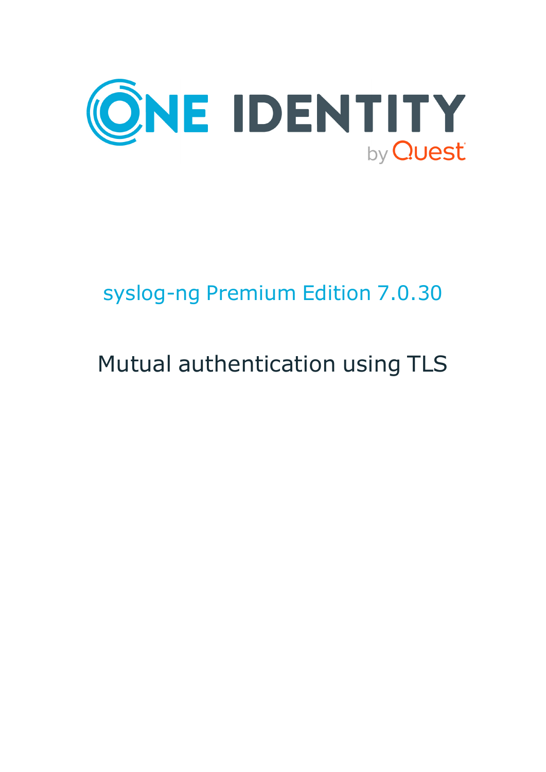ONE IDENTITY

by Quest

# syslog-ng Premium Edition 7.0.30

# Mutual authentication using TLS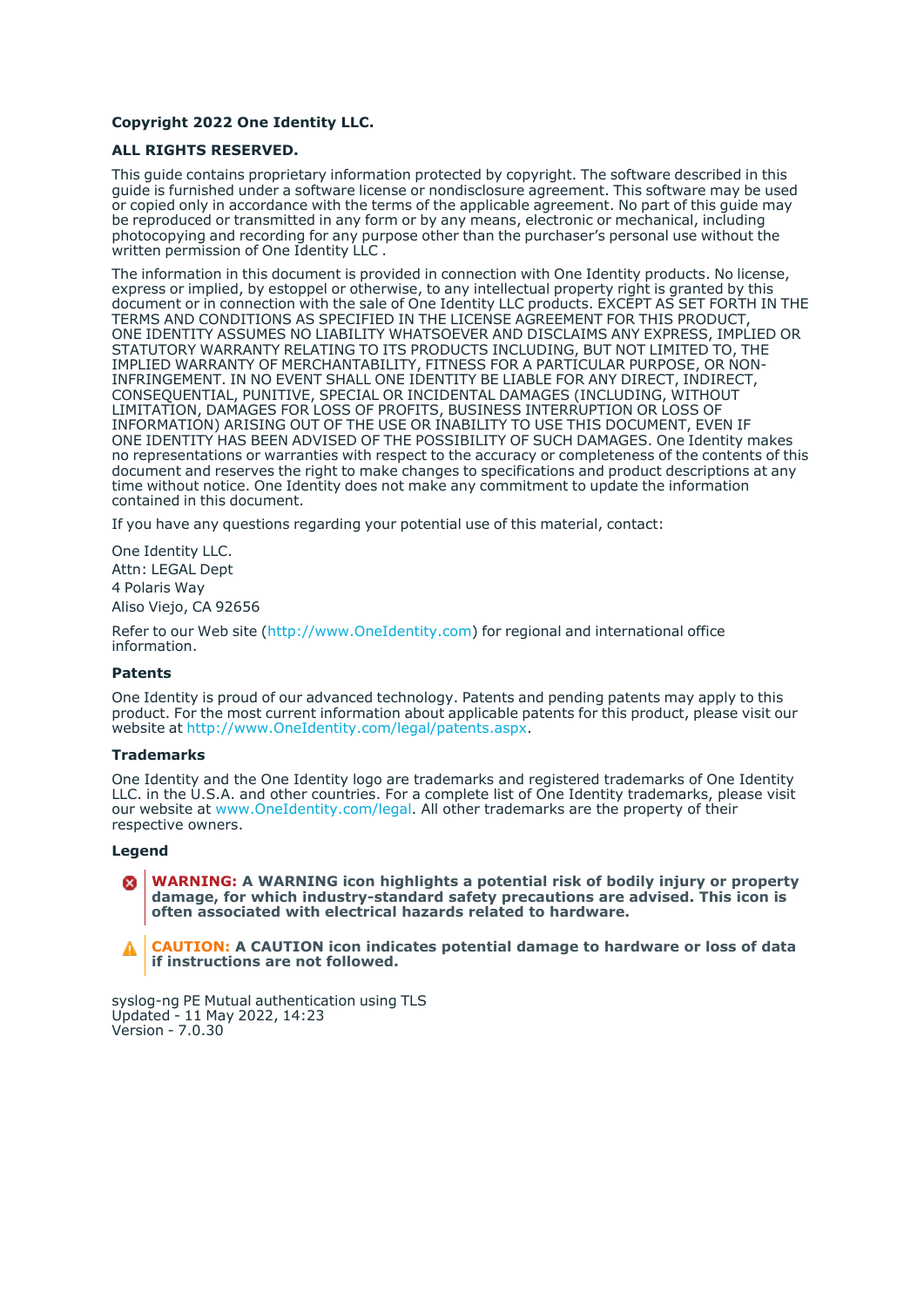**Copyright 2022 One Identity LLC.**

**ALL RIGHTS RESERVED.**

This guide contains proprietary information protected by copyright. The software described in this guide is furnished under a software license or nondisclosure agreement. This software may be used or copied only in accordance with the terms of the applicable agreement. No part of this guide may be reproduced or transmitted in any form or by any means, electronic or mechanical, including photocopying and recording for any purpose other than the purchaser's personal use without the written permission of One Identity LLC .

The information in this document is provided in connection with One Identity products. No license, express or implied, by estoppel or otherwise, to any intellectual property right is granted by this document or in connection with the sale of One Identity LLC products. EXCEPT AS SET FORTH IN THE TERMS AND CONDITIONS AS SPECIFIED IN THE LICENSE AGREEMENT FOR THIS PRODUCT, ONE IDENTITY ASSUMES NO LIABILITY WHATSOEVER AND DISCLAIMS ANY EXPRESS, IMPLIED OR STATUTORY WARRANTY RELATING TO ITS PRODUCTS INCLUDING, BUT NOT LIMITED TO, THE IMPLIED WARRANTY OF MERCHANTABILITY, FITNESS FOR A PARTICULAR PURPOSE, OR NON-INFRINGEMENT. IN NO EVENT SHALL ONE IDENTITY BE LIABLE FOR ANY DIRECT, INDIRECT, CONSEQUENTIAL, PUNITIVE, SPECIAL OR INCIDENTAL DAMAGES (INCLUDING, WITHOUT LIMITATION, DAMAGES FOR LOSS OF PROFITS, BUSINESS INTERRUPTION OR LOSS OF INFORMATION) ARISING OUT OF THE USE OR INABILITY TO USE THIS DOCUMENT, EVEN IF ONE IDENTITY HAS BEEN ADVISED OF THE POSSIBILITY OF SUCH DAMAGES. One Identity makes no representations or warranties with respect to the accuracy or completeness of the contents of this document and reserves the right to make changes to specifications and product descriptions at any time without notice. One Identity does not make any commitment to update the information contained in this document.

If you have any questions regarding your potential use of this material, contact:

One Identity LLC.
Attn: LEGAL Dept
4 Polaris Way
Aliso Viejo, CA 92656

Refer to our Web site (http://www.OneIdentity.com) for regional and international office information.

### Patents

One Identity is proud of our advanced technology. Patents and pending patents may apply to this product. For the most current information about applicable patents for this product, please visit our website at http://www.OneIdentity.com/legal/patents.aspx.

### Trademarks

One Identity and the One Identity logo are trademarks and registered trademarks of One Identity LLC. in the U.S.A. and other countries. For a complete list of One Identity trademarks, please visit our website at www.OneIdentity.com/legal. All other trademarks are the property of their respective owners.

### Legend

**WARNING: A WARNING icon highlights a potential risk of bodily injury or property damage, for which industry-standard safety precautions are advised. This icon is often associated with electrical hazards related to hardware.**

**CAUTION: A CAUTION icon indicates potential damage to hardware or loss of data if instructions are not followed.**

syslog-ng PE Mutual authentication using TLS
Updated - 11 May 2022, 14:23
Version - 7.0.30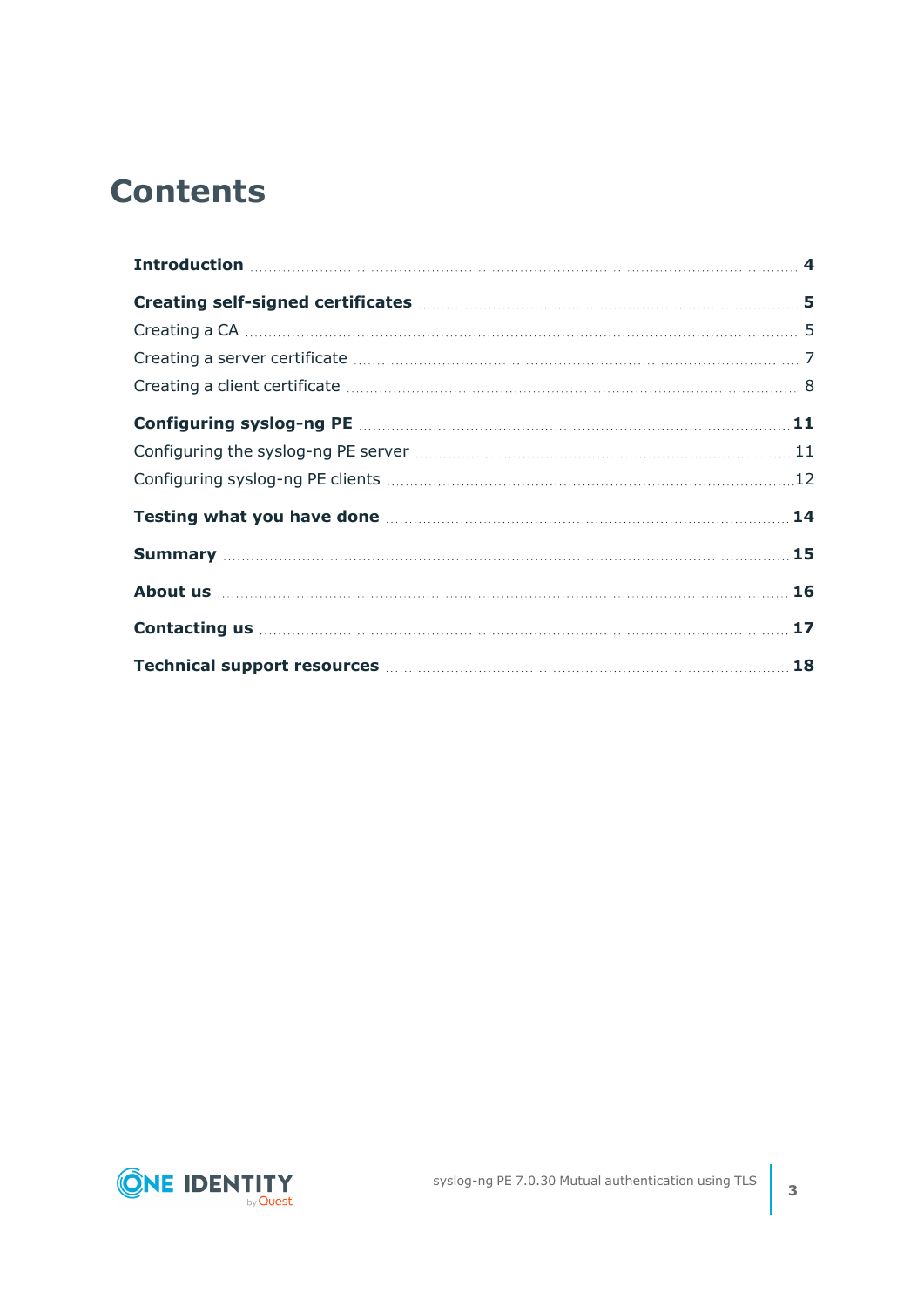# Contents

**Introduction** 4

**Creating self-signed certificates** 5

- Creating a CA 5
- Creating a server certificate 7
- Creating a client certificate 8

**Configuring syslog-ng PE** 11

- Configuring the syslog-ng PE server 11
- Configuring syslog-ng PE clients 12

**Testing what you have done** 14

**Summary** 15

**About us** 16

**Contacting us** 17

**Technical support resources** 18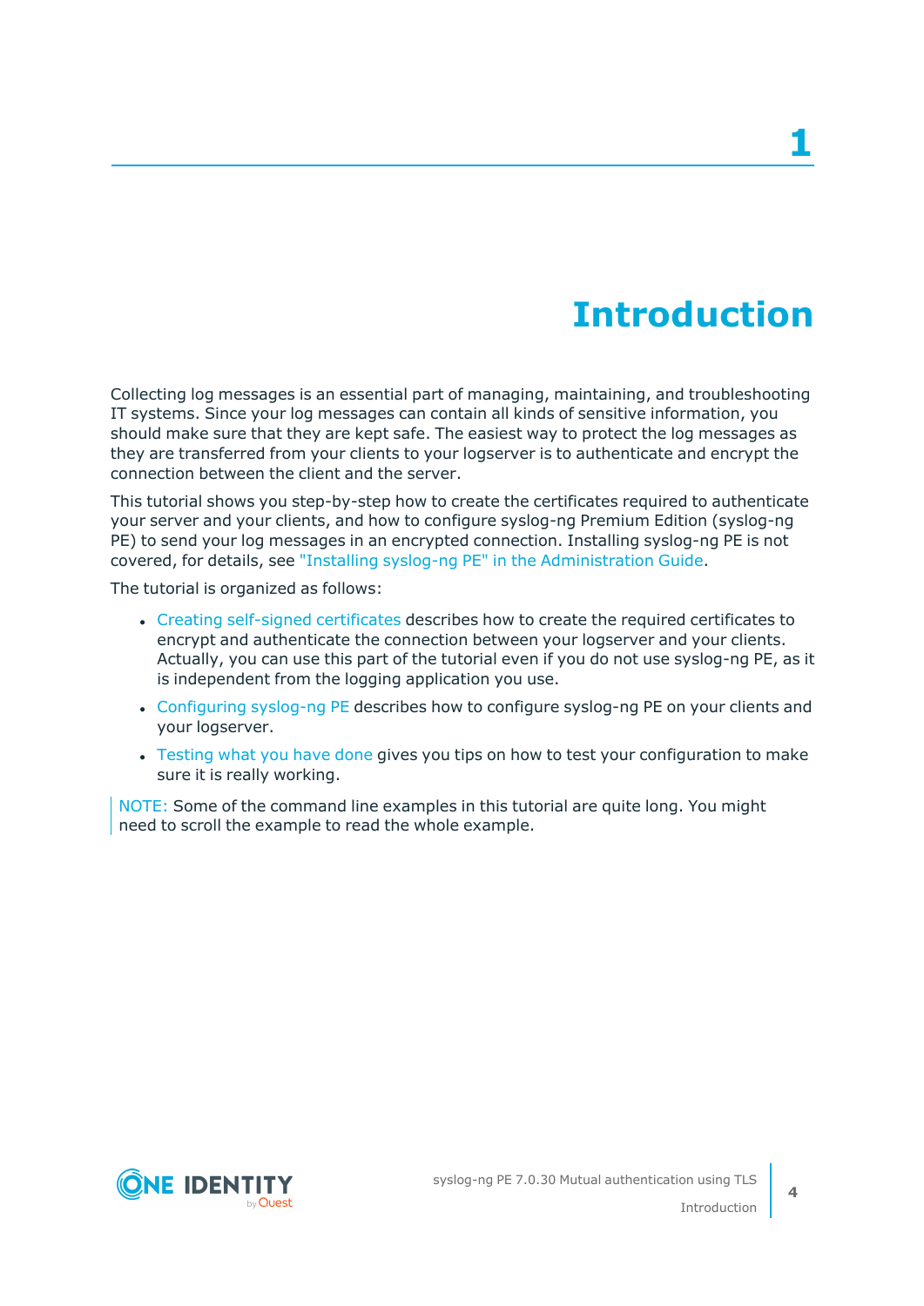# 1 Introduction

Collecting log messages is an essential part of managing, maintaining, and troubleshooting IT systems. Since your log messages can contain all kinds of sensitive information, you should make sure that they are kept safe. The easiest way to protect the log messages as they are transferred from your clients to your logserver is to authenticate and encrypt the connection between the client and the server.

This tutorial shows you step-by-step how to create the certificates required to authenticate your server and your clients, and how to configure syslog-ng Premium Edition (syslog-ng PE) to send your log messages in an encrypted connection. Installing syslog-ng PE is not covered, for details, see "Installing syslog-ng PE" in the Administration Guide.

The tutorial is organized as follows:

- Creating self-signed certificates describes how to create the required certificates to encrypt and authenticate the connection between your logserver and your clients. Actually, you can use this part of the tutorial even if you do not use syslog-ng PE, as it is independent from the logging application you use.
- Configuring syslog-ng PE describes how to configure syslog-ng PE on your clients and your logserver.
- Testing what you have done gives you tips on how to test your configuration to make sure it is really working.

NOTE: Some of the command line examples in this tutorial are quite long. You might need to scroll the example to read the whole example.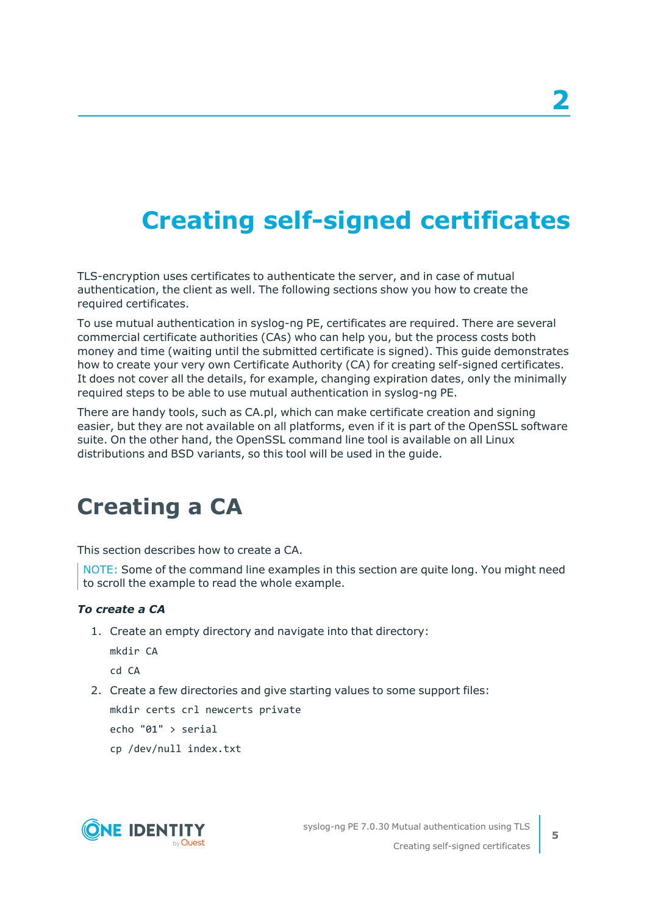# 2 Creating self-signed certificates

TLS-encryption uses certificates to authenticate the server, and in case of mutual authentication, the client as well. The following sections show you how to create the required certificates.

To use mutual authentication in syslog-ng PE, certificates are required. There are several commercial certificate authorities (CAs) who can help you, but the process costs both money and time (waiting until the submitted certificate is signed). This guide demonstrates how to create your very own Certificate Authority (CA) for creating self-signed certificates. It does not cover all the details, for example, changing expiration dates, only the minimally required steps to be able to use mutual authentication in syslog-ng PE.

There are handy tools, such as CA.pl, which can make certificate creation and signing easier, but they are not available on all platforms, even if it is part of the OpenSSL software suite. On the other hand, the OpenSSL command line tool is available on all Linux distributions and BSD variants, so this tool will be used in the guide.

## Creating a CA

This section describes how to create a CA.

> NOTE: Some of the command line examples in this section are quite long. You might need to scroll the example to read the whole example.

***To create a CA***

1. Create an empty directory and navigate into that directory:

   ```
   mkdir CA
   cd CA
   ```

2. Create a few directories and give starting values to some support files:

   ```
   mkdir certs crl newcerts private
   echo "01" > serial
   cp /dev/null index.txt
   ```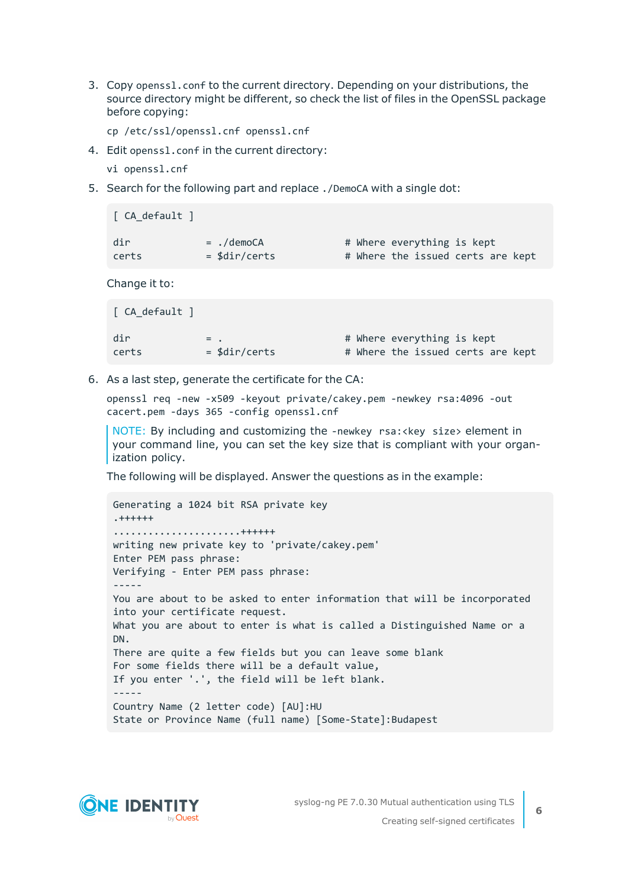3. Copy `openssl.conf` to the current directory. Depending on your distributions, the source directory might be different, so check the list of files in the OpenSSL package before copying:

   `cp /etc/ssl/openssl.cnf openssl.cnf`

4. Edit `openssl.conf` in the current directory:

   `vi openssl.cnf`

5. Search for the following part and replace `./DemoCA` with a single dot:

   ```
   [ CA_default ]

   dir             = ./demoCA              # Where everything is kept
   certs           = $dir/certs            # Where the issued certs are kept
   ```

   Change it to:

   ```
   [ CA_default ]

   dir             = .                     # Where everything is kept
   certs           = $dir/certs            # Where the issued certs are kept
   ```

6. As a last step, generate the certificate for the CA:

   `openssl req -new -x509 -keyout private/cakey.pem -newkey rsa:4096 -out cacert.pem -days 365 -config openssl.cnf`

   NOTE: By including and customizing the `-newkey rsa:<key size>` element in your command line, you can set the key size that is compliant with your organization policy.

   The following will be displayed. Answer the questions as in the example:

   ```
   Generating a 1024 bit RSA private key
   .++++++
   ......................++++++
   writing new private key to 'private/cakey.pem'
   Enter PEM pass phrase:
   Verifying - Enter PEM pass phrase:
   -----
   You are about to be asked to enter information that will be incorporated
   into your certificate request.
   What you are about to enter is what is called a Distinguished Name or a
   DN.
   There are quite a few fields but you can leave some blank
   For some fields there will be a default value,
   If you enter '.', the field will be left blank.
   -----
   Country Name (2 letter code) [AU]:HU
   State or Province Name (full name) [Some-State]:Budapest
   ```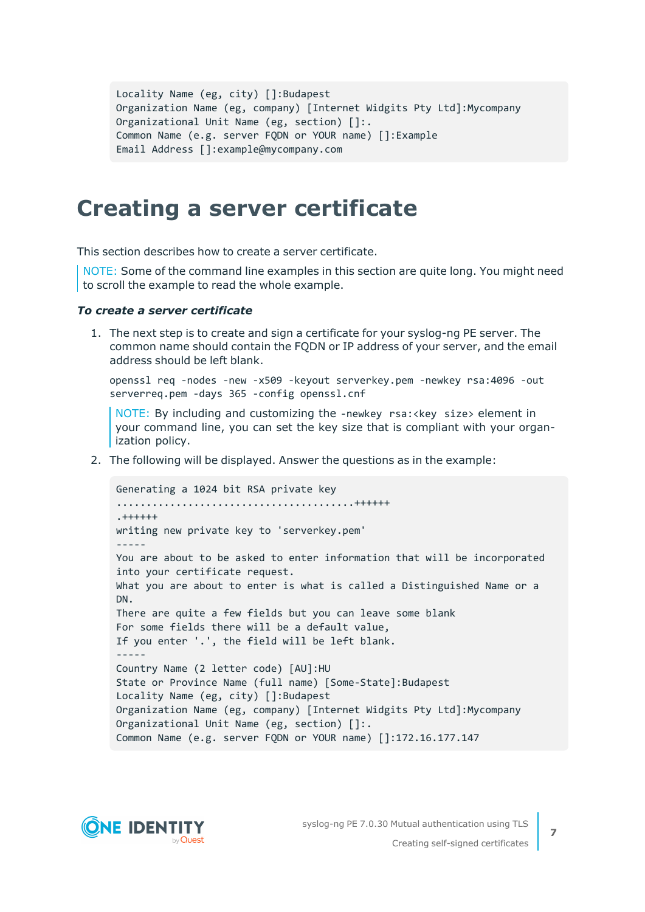```
Locality Name (eg, city) []:Budapest
Organization Name (eg, company) [Internet Widgits Pty Ltd]:Mycompany
Organizational Unit Name (eg, section) []:.
Common Name (e.g. server FQDN or YOUR name) []:Example
Email Address []:example@mycompany.com
```

# Creating a server certificate

This section describes how to create a server certificate.

NOTE: Some of the command line examples in this section are quite long. You might need to scroll the example to read the whole example.

***To create a server certificate***

1. The next step is to create and sign a certificate for your syslog-ng PE server. The common name should contain the FQDN or IP address of your server, and the email address should be left blank.

   ```
   openssl req -nodes -new -x509 -keyout serverkey.pem -newkey rsa:4096 -out serverreq.pem -days 365 -config openssl.cnf
   ```

   NOTE: By including and customizing the `-newkey rsa:<key size>` element in your command line, you can set the key size that is compliant with your organization policy.

2. The following will be displayed. Answer the questions as in the example:

   ```
   Generating a 1024 bit RSA private key
   ......................................++++++
   .++++++
   writing new private key to 'serverkey.pem'
   -----
   You are about to be asked to enter information that will be incorporated
   into your certificate request.
   What you are about to enter is what is called a Distinguished Name or a
   DN.
   There are quite a few fields but you can leave some blank
   For some fields there will be a default value,
   If you enter '.', the field will be left blank.
   -----
   Country Name (2 letter code) [AU]:HU
   State or Province Name (full name) [Some-State]:Budapest
   Locality Name (eg, city) []:Budapest
   Organization Name (eg, company) [Internet Widgits Pty Ltd]:Mycompany
   Organizational Unit Name (eg, section) []:.
   Common Name (e.g. server FQDN or YOUR name) []:172.16.177.147
   ```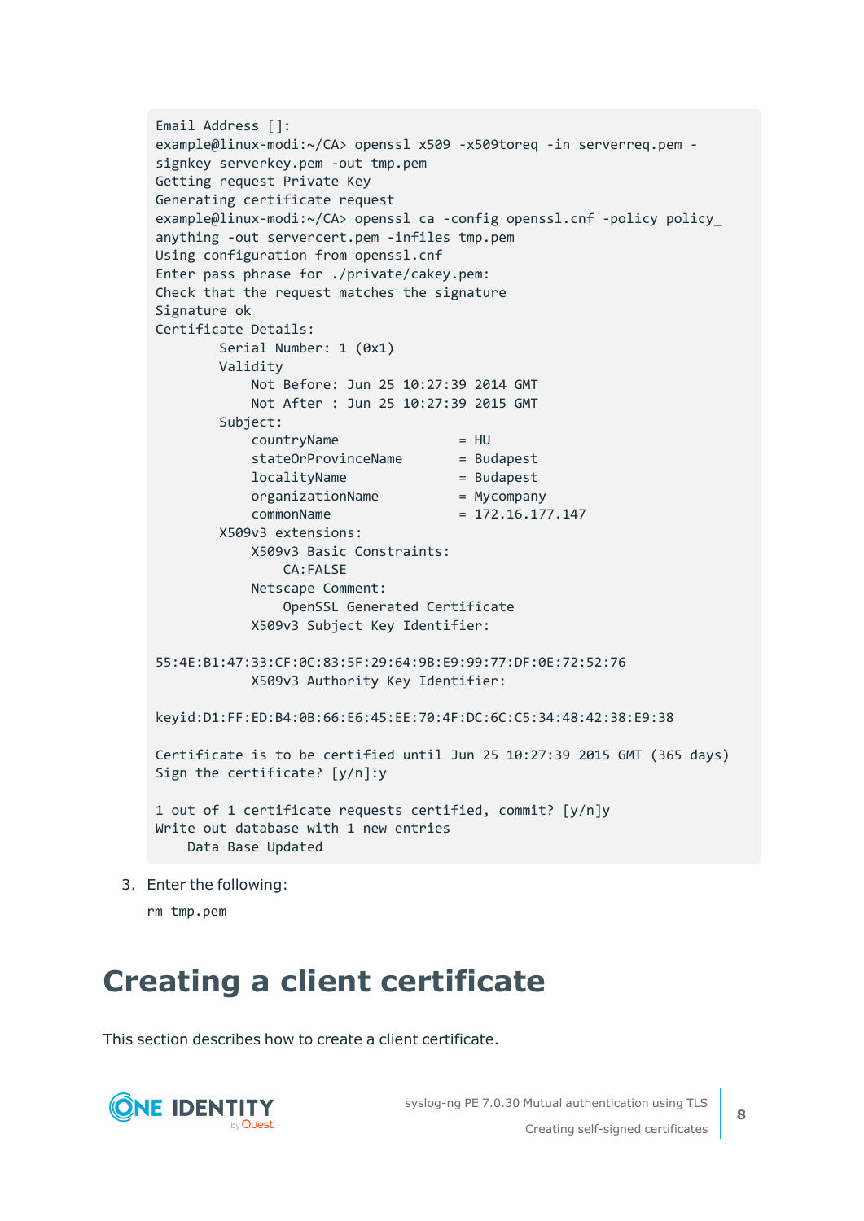```
Email Address []:
example@linux-modi:~/CA> openssl x509 -x509toreq -in serverreq.pem -
signkey serverkey.pem -out tmp.pem
Getting request Private Key
Generating certificate request
example@linux-modi:~/CA> openssl ca -config openssl.cnf -policy policy_
anything -out servercert.pem -infiles tmp.pem
Using configuration from openssl.cnf
Enter pass phrase for ./private/cakey.pem:
Check that the request matches the signature
Signature ok
Certificate Details:
        Serial Number: 1 (0x1)
        Validity
            Not Before: Jun 25 10:27:39 2014 GMT
            Not After : Jun 25 10:27:39 2015 GMT
        Subject:
            countryName               = HU
            stateOrProvinceName       = Budapest
            localityName              = Budapest
            organizationName          = Mycompany
            commonName                = 172.16.177.147
        X509v3 extensions:
            X509v3 Basic Constraints:
                CA:FALSE
            Netscape Comment:
                OpenSSL Generated Certificate
            X509v3 Subject Key Identifier:

55:4E:B1:47:33:CF:0C:83:5F:29:64:9B:E9:99:77:DF:0E:72:52:76
            X509v3 Authority Key Identifier:

keyid:D1:FF:ED:B4:0B:66:E6:45:EE:70:4F:DC:6C:C5:34:48:42:38:E9:38

Certificate is to be certified until Jun 25 10:27:39 2015 GMT (365 days)
Sign the certificate? [y/n]:y

1 out of 1 certificate requests certified, commit? [y/n]y
Write out database with 1 new entries
    Data Base Updated
```

3. Enter the following:

```
rm tmp.pem
```

# Creating a client certificate

This section describes how to create a client certificate.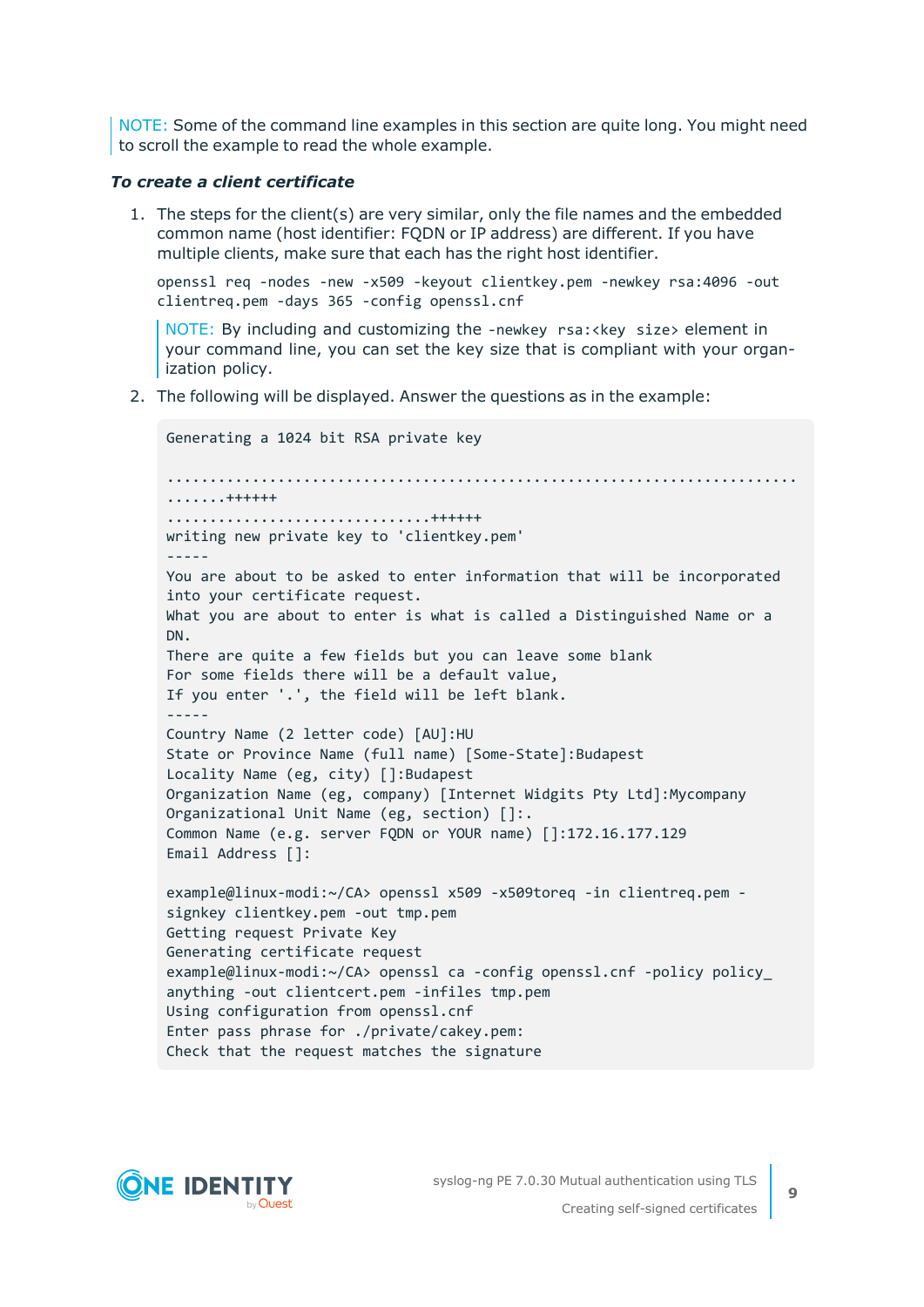NOTE: Some of the command line examples in this section are quite long. You might need to scroll the example to read the whole example.

***To create a client certificate***

1. The steps for the client(s) are very similar, only the file names and the embedded common name (host identifier: FQDN or IP address) are different. If you have multiple clients, make sure that each has the right host identifier.

   ```
   openssl req -nodes -new -x509 -keyout clientkey.pem -newkey rsa:4096 -out clientreq.pem -days 365 -config openssl.cnf
   ```

   NOTE: By including and customizing the `-newkey rsa:<key size>` element in your command line, you can set the key size that is compliant with your organization policy.

2. The following will be displayed. Answer the questions as in the example:

   ```
   Generating a 1024 bit RSA private key
   
   ..........................................................................
   .......++++++
   ..............................++++++
   writing new private key to 'clientkey.pem'
   -----
   You are about to be asked to enter information that will be incorporated
   into your certificate request.
   What you are about to enter is what is called a Distinguished Name or a
   DN.
   There are quite a few fields but you can leave some blank
   For some fields there will be a default value,
   If you enter '.', the field will be left blank.
   -----
   Country Name (2 letter code) [AU]:HU
   State or Province Name (full name) [Some-State]:Budapest
   Locality Name (eg, city) []:Budapest
   Organization Name (eg, company) [Internet Widgits Pty Ltd]:Mycompany
   Organizational Unit Name (eg, section) []:.
   Common Name (e.g. server FQDN or YOUR name) []:172.16.177.129
   Email Address []:
   
   example@linux-modi:~/CA> openssl x509 -x509toreq -in clientreq.pem -
   signkey clientkey.pem -out tmp.pem
   Getting request Private Key
   Generating certificate request
   example@linux-modi:~/CA> openssl ca -config openssl.cnf -policy policy_
   anything -out clientcert.pem -infiles tmp.pem
   Using configuration from openssl.cnf
   Enter pass phrase for ./private/cakey.pem:
   Check that the request matches the signature
   ```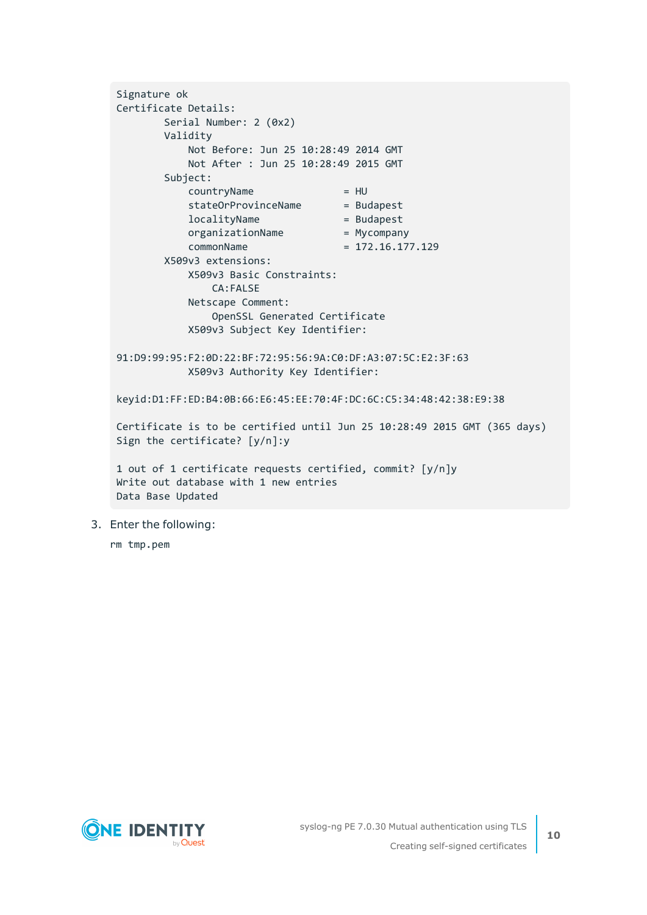```
Signature ok
Certificate Details:
        Serial Number: 2 (0x2)
        Validity
            Not Before: Jun 25 10:28:49 2014 GMT
            Not After : Jun 25 10:28:49 2015 GMT
        Subject:
            countryName               = HU
            stateOrProvinceName       = Budapest
            localityName              = Budapest
            organizationName          = Mycompany
            commonName                = 172.16.177.129
        X509v3 extensions:
            X509v3 Basic Constraints:
                CA:FALSE
            Netscape Comment:
                OpenSSL Generated Certificate
            X509v3 Subject Key Identifier:

91:D9:99:95:F2:0D:22:BF:72:95:56:9A:C0:DF:A3:07:5C:E2:3F:63
            X509v3 Authority Key Identifier:

keyid:D1:FF:ED:B4:0B:66:E6:45:EE:70:4F:DC:6C:C5:34:48:42:38:E9:38

Certificate is to be certified until Jun 25 10:28:49 2015 GMT (365 days)
Sign the certificate? [y/n]:y

1 out of 1 certificate requests certified, commit? [y/n]y
Write out database with 1 new entries
Data Base Updated
```

3. Enter the following:

   ```
   rm tmp.pem
   ```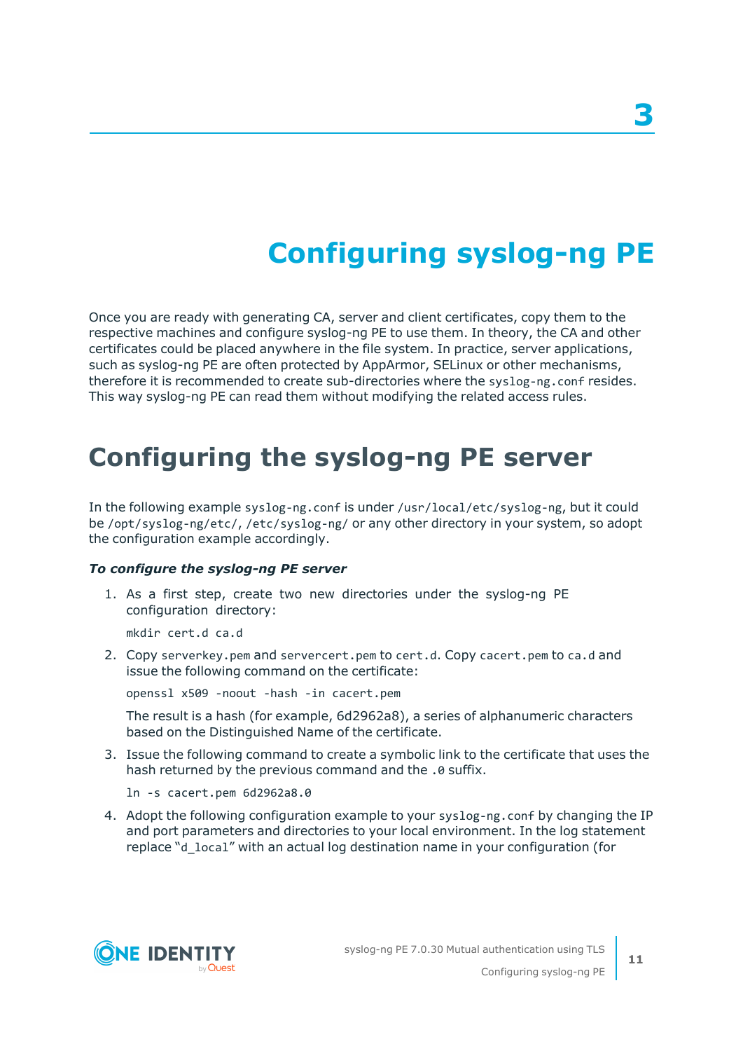# 3

# Configuring syslog-ng PE

Once you are ready with generating CA, server and client certificates, copy them to the respective machines and configure syslog-ng PE to use them. In theory, the CA and other certificates could be placed anywhere in the file system. In practice, server applications, such as syslog-ng PE are often protected by AppArmor, SELinux or other mechanisms, therefore it is recommended to create sub-directories where the `syslog-ng.conf` resides. This way syslog-ng PE can read them without modifying the related access rules.

## Configuring the syslog-ng PE server

In the following example `syslog-ng.conf` is under `/usr/local/etc/syslog-ng`, but it could be `/opt/syslog-ng/etc/`, `/etc/syslog-ng/` or any other directory in your system, so adopt the configuration example accordingly.

***To configure the syslog-ng PE server***

1. As a first step, create two new directories under the syslog-ng PE configuration directory:

   ```
   mkdir cert.d ca.d
   ```

2. Copy `serverkey.pem` and `servercert.pem` to `cert.d`. Copy `cacert.pem` to `ca.d` and issue the following command on the certificate:

   ```
   openssl x509 -noout -hash -in cacert.pem
   ```

   The result is a hash (for example, 6d2962a8), a series of alphanumeric characters based on the Distinguished Name of the certificate.

3. Issue the following command to create a symbolic link to the certificate that uses the hash returned by the previous command and the `.0` suffix.

   ```
   ln -s cacert.pem 6d2962a8.0
   ```

4. Adopt the following configuration example to your `syslog-ng.conf` by changing the IP and port parameters and directories to your local environment. In the log statement replace "`d_local`" with an actual log destination name in your configuration (for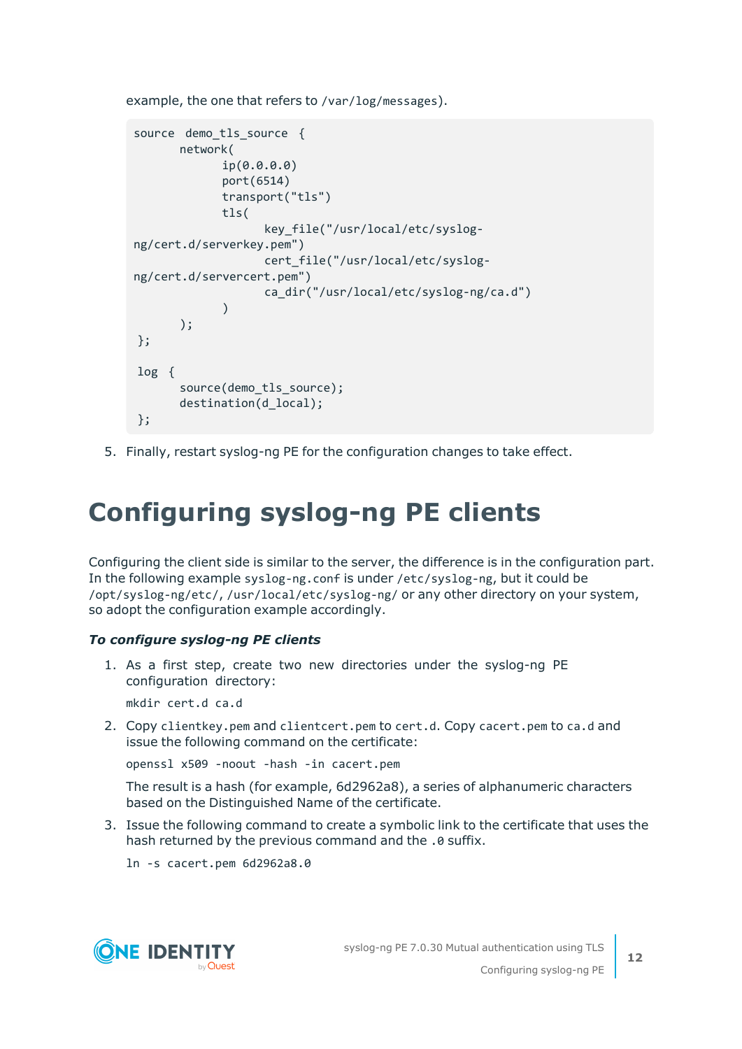example, the one that refers to /var/log/messages).

```
source  demo_tls_source  {
       network(
              ip(0.0.0.0)
              port(6514)
              transport("tls")
              tls(
                     key_file("/usr/local/etc/syslog-
ng/cert.d/serverkey.pem")
                     cert_file("/usr/local/etc/syslog-
ng/cert.d/servercert.pem")
                     ca_dir("/usr/local/etc/syslog-ng/ca.d")
              )
       );
 };

 log  {
       source(demo_tls_source);
       destination(d_local);
 };
```

5. Finally, restart syslog-ng PE for the configuration changes to take effect.

# Configuring syslog-ng PE clients

Configuring the client side is similar to the server, the difference is in the configuration part. In the following example `syslog-ng.conf` is under `/etc/syslog-ng`, but it could be `/opt/syslog-ng/etc/`, `/usr/local/etc/syslog-ng/` or any other directory on your system, so adopt the configuration example accordingly.

### *To configure syslog-ng PE clients*

1. As a first step, create two new directories under the syslog-ng PE configuration directory:

   `mkdir cert.d ca.d`

2. Copy `clientkey.pem` and `clientcert.pem` to `cert.d`. Copy `cacert.pem` to `ca.d` and issue the following command on the certificate:

   `openssl x509 -noout -hash -in cacert.pem`

   The result is a hash (for example, 6d2962a8), a series of alphanumeric characters based on the Distinguished Name of the certificate.

3. Issue the following command to create a symbolic link to the certificate that uses the hash returned by the previous command and the `.0` suffix.

   `ln -s cacert.pem 6d2962a8.0`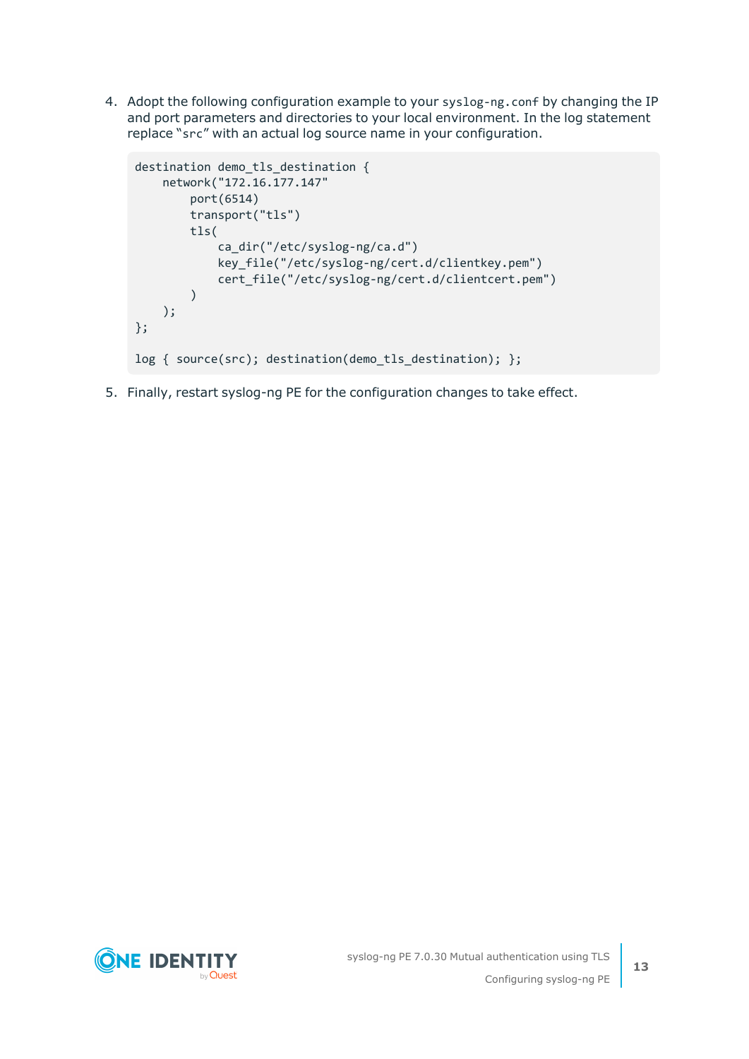4. Adopt the following configuration example to your `syslog-ng.conf` by changing the IP and port parameters and directories to your local environment. In the log statement replace "`src`" with an actual log source name in your configuration.

```
destination demo_tls_destination {
    network("172.16.177.147"
        port(6514)
        transport("tls")
        tls(
            ca_dir("/etc/syslog-ng/ca.d")
            key_file("/etc/syslog-ng/cert.d/clientkey.pem")
            cert_file("/etc/syslog-ng/cert.d/clientcert.pem")
        )
    );
};

log { source(src); destination(demo_tls_destination); };
```

5. Finally, restart syslog-ng PE for the configuration changes to take effect.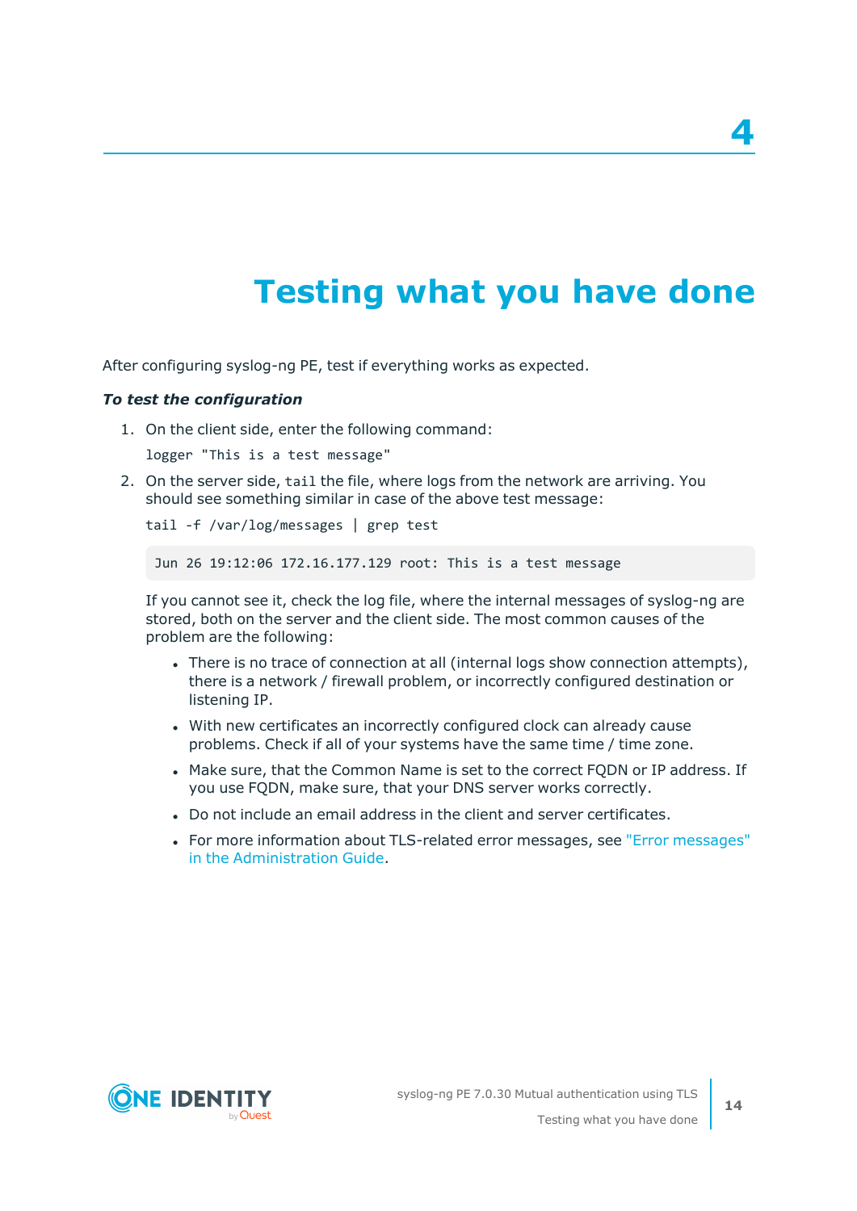# 4 Testing what you have done

After configuring syslog-ng PE, test if everything works as expected.

***To test the configuration***

1. On the client side, enter the following command:

   ```
   logger "This is a test message"
   ```

2. On the server side, `tail` the file, where logs from the network are arriving. You should see something similar in case of the above test message:

   ```
   tail -f /var/log/messages | grep test
   ```

   ```
   Jun 26 19:12:06 172.16.177.129 root: This is a test message
   ```

   If you cannot see it, check the log file, where the internal messages of syslog-ng are stored, both on the server and the client side. The most common causes of the problem are the following:

   - There is no trace of connection at all (internal logs show connection attempts), there is a network / firewall problem, or incorrectly configured destination or listening IP.
   - With new certificates an incorrectly configured clock can already cause problems. Check if all of your systems have the same time / time zone.
   - Make sure, that the Common Name is set to the correct FQDN or IP address. If you use FQDN, make sure, that your DNS server works correctly.
   - Do not include an email address in the client and server certificates.
   - For more information about TLS-related error messages, see "Error messages" in the Administration Guide.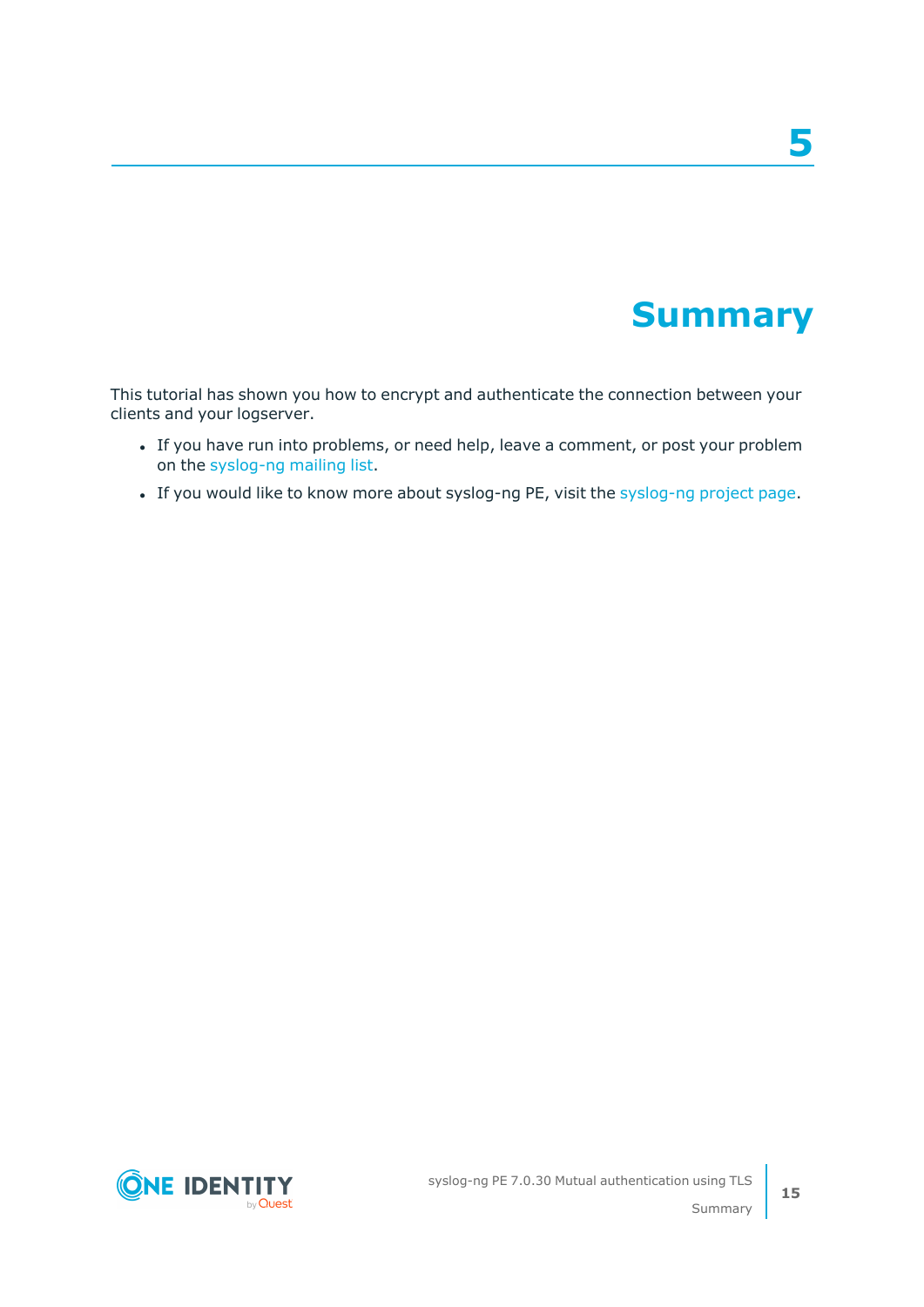# 5 Summary

This tutorial has shown you how to encrypt and authenticate the connection between your clients and your logserver.

- If you have run into problems, or need help, leave a comment, or post your problem on the syslog-ng mailing list.
- If you would like to know more about syslog-ng PE, visit the syslog-ng project page.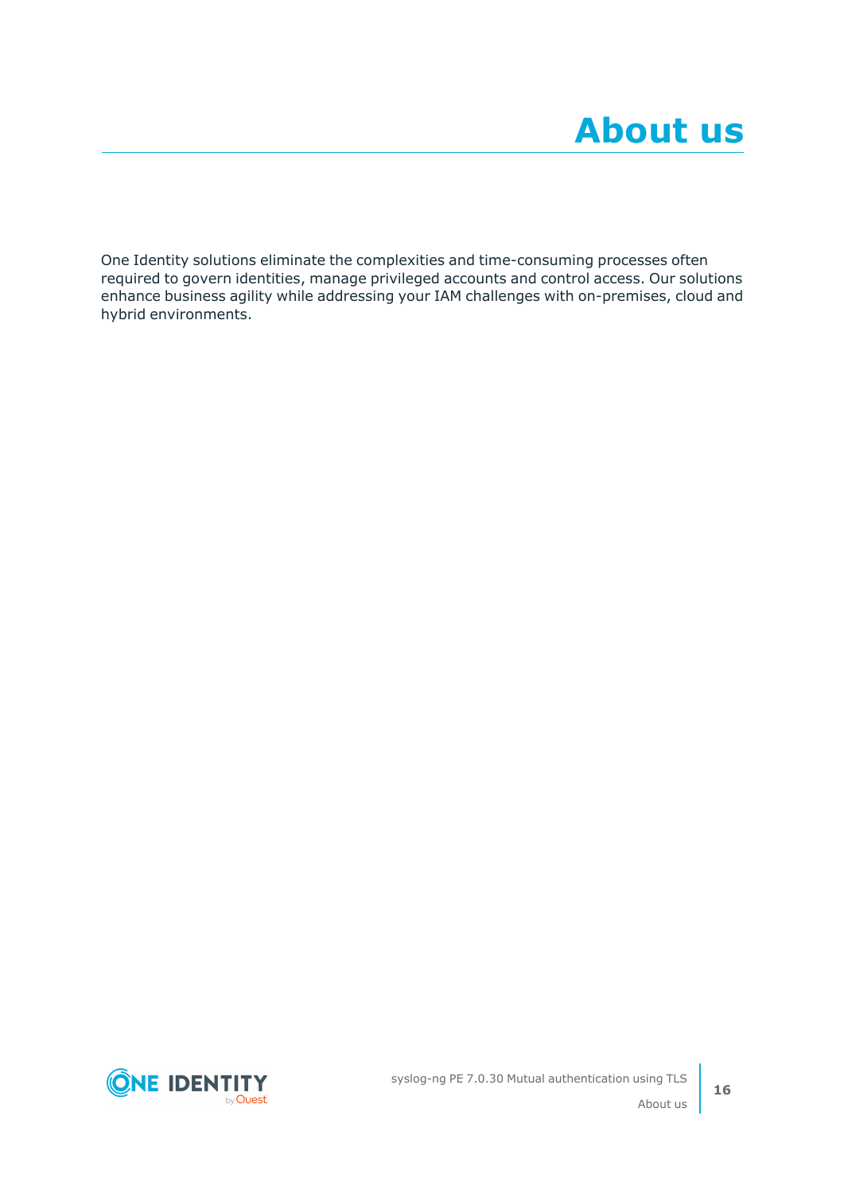# About us

One Identity solutions eliminate the complexities and time-consuming processes often required to govern identities, manage privileged accounts and control access. Our solutions enhance business agility while addressing your IAM challenges with on-premises, cloud and hybrid environments.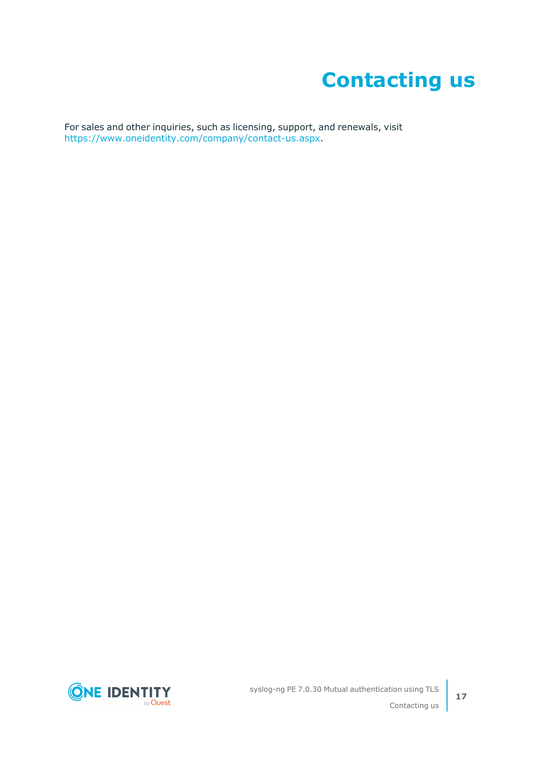# Contacting us

For sales and other inquiries, such as licensing, support, and renewals, visit https://www.oneidentity.com/company/contact-us.aspx.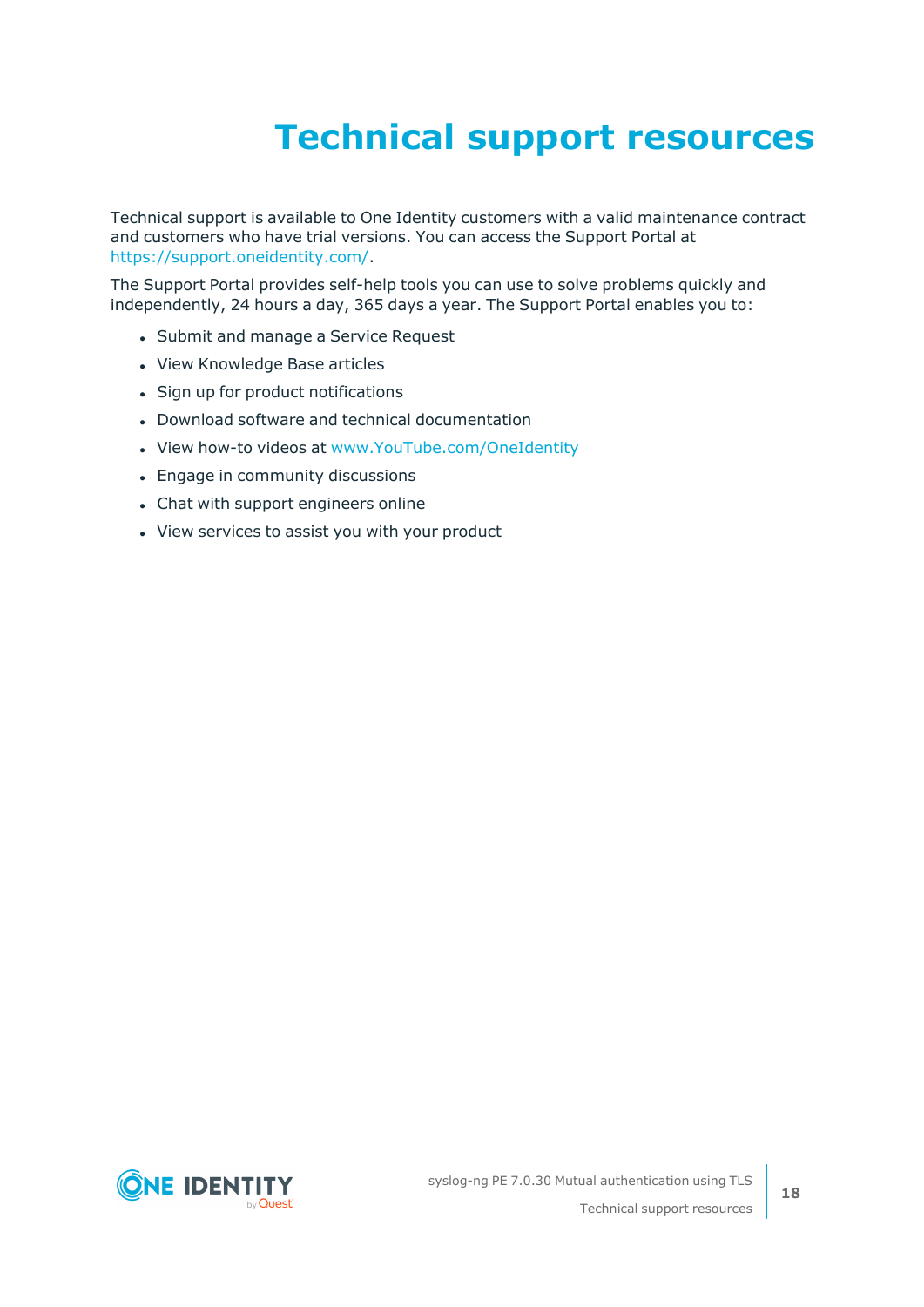# Technical support resources

Technical support is available to One Identity customers with a valid maintenance contract and customers who have trial versions. You can access the Support Portal at https://support.oneidentity.com/.

The Support Portal provides self-help tools you can use to solve problems quickly and independently, 24 hours a day, 365 days a year. The Support Portal enables you to:

- Submit and manage a Service Request
- View Knowledge Base articles
- Sign up for product notifications
- Download software and technical documentation
- View how-to videos at www.YouTube.com/OneIdentity
- Engage in community discussions
- Chat with support engineers online
- View services to assist you with your product